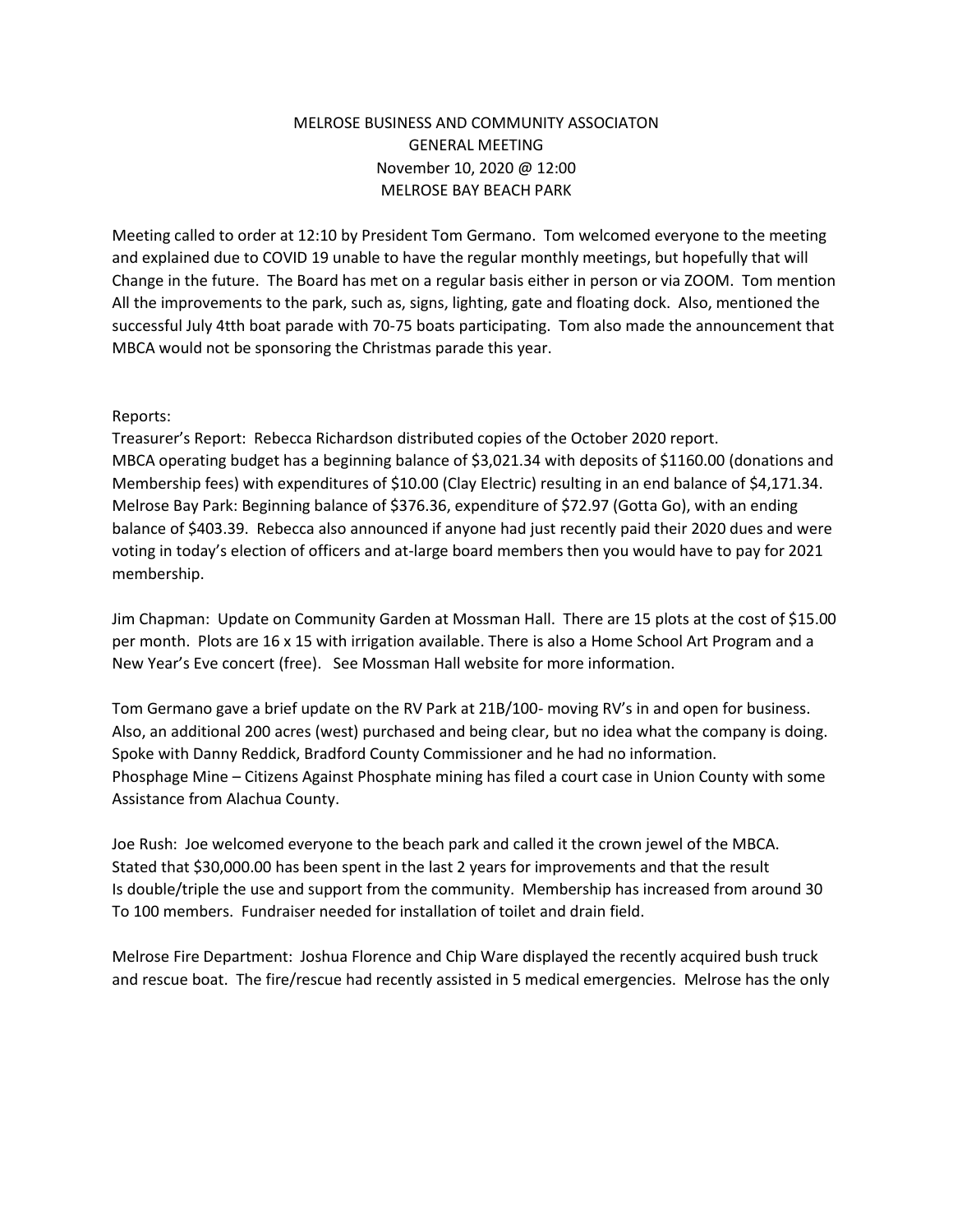MELROSE BUSINESS AND COMMUNITY ASSOCIATON
GENERAL MEETING
November 10, 2020 @ 12:00
MELROSE BAY BEACH PARK

Meeting called to order at 12:10 by President Tom Germano. Tom welcomed everyone to the meeting and explained due to COVID 19 unable to have the regular monthly meetings, but hopefully that will Change in the future. The Board has met on a regular basis either in person or via ZOOM. Tom mention All the improvements to the park, such as, signs, lighting, gate and floating dock. Also, mentioned the successful July 4tth boat parade with 70-75 boats participating. Tom also made the announcement that MBCA would not be sponsoring the Christmas parade this year.

Reports:
Treasurer's Report: Rebecca Richardson distributed copies of the October 2020 report.
MBCA operating budget has a beginning balance of $3,021.34 with deposits of $1160.00 (donations and Membership fees) with expenditures of $10.00 (Clay Electric) resulting in an end balance of $4,171.34.
Melrose Bay Park: Beginning balance of $376.36, expenditure of $72.97 (Gotta Go), with an ending balance of $403.39. Rebecca also announced if anyone had just recently paid their 2020 dues and were voting in today's election of officers and at-large board members then you would have to pay for 2021 membership.

Jim Chapman: Update on Community Garden at Mossman Hall. There are 15 plots at the cost of $15.00 per month. Plots are 16 x 15 with irrigation available. There is also a Home School Art Program and a New Year's Eve concert (free). See Mossman Hall website for more information.

Tom Germano gave a brief update on the RV Park at 21B/100- moving RV's in and open for business. Also, an additional 200 acres (west) purchased and being clear, but no idea what the company is doing. Spoke with Danny Reddick, Bradford County Commissioner and he had no information.
Phosphage Mine – Citizens Against Phosphate mining has filed a court case in Union County with some Assistance from Alachua County.

Joe Rush: Joe welcomed everyone to the beach park and called it the crown jewel of the MBCA. Stated that $30,000.00 has been spent in the last 2 years for improvements and that the result Is double/triple the use and support from the community. Membership has increased from around 30 To 100 members. Fundraiser needed for installation of toilet and drain field.

Melrose Fire Department: Joshua Florence and Chip Ware displayed the recently acquired bush truck and rescue boat. The fire/rescue had recently assisted in 5 medical emergencies. Melrose has the only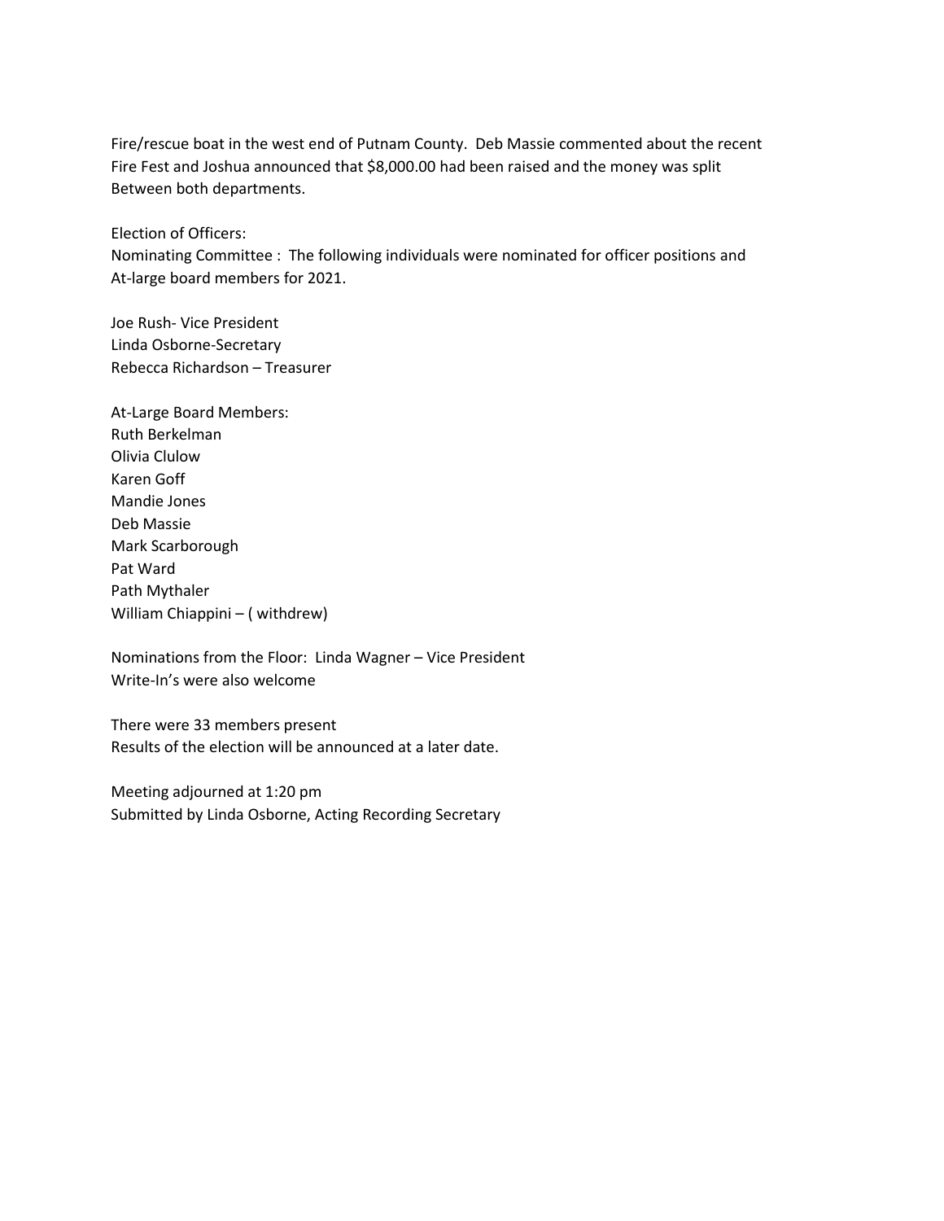Fire/rescue boat in the west end of Putnam County. Deb Massie commented about the recent Fire Fest and Joshua announced that $8,000.00 had been raised and the money was split Between both departments.

Election of Officers:
Nominating Committee : The following individuals were nominated for officer positions and At-large board members for 2021.

Joe Rush- Vice President
Linda Osborne-Secretary
Rebecca Richardson – Treasurer

At-Large Board Members:
Ruth Berkelman
Olivia Clulow
Karen Goff
Mandie Jones
Deb Massie
Mark Scarborough
Pat Ward
Path Mythaler
William Chiappini – ( withdrew)

Nominations from the Floor: Linda Wagner – Vice President
Write-In's were also welcome

There were 33 members present
Results of the election will be announced at a later date.

Meeting adjourned at 1:20 pm
Submitted by Linda Osborne, Acting Recording Secretary